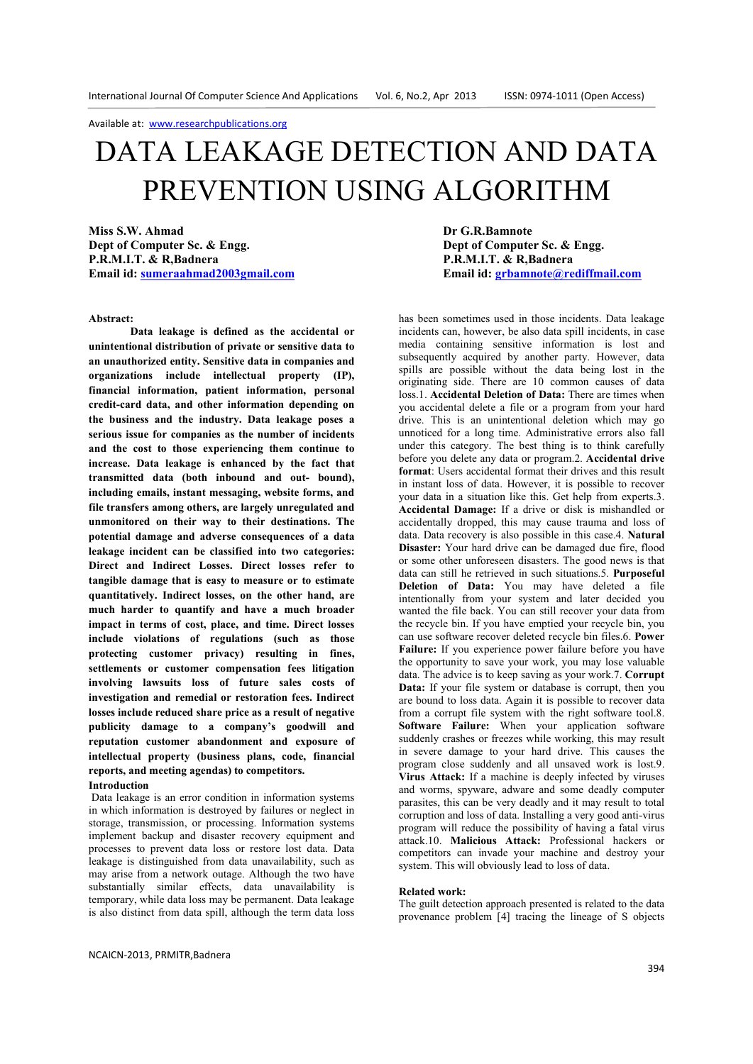Available at: www.researchpublications.org

# DATA LEAKAGE DETECTION AND DATA PREVENTION USING ALGORITHM

**Miss S.W. Ahmad**
**Dept of Computer Sc. & Engg.**
**P.R.M.I.T. & R,Badnera**
**Email id: sumeraahmad2003gmail.com**

**Dr G.R.Bamnote**
**Dept of Computer Sc. & Engg.**
**P.R.M.I.T. & R,Badnera**
**Email id: grbamnote@rediffmail.com**

**Abstract:**

**Data leakage is defined as the accidental or unintentional distribution of private or sensitive data to an unauthorized entity. Sensitive data in companies and organizations include intellectual property (IP), financial information, patient information, personal credit-card data, and other information depending on the business and the industry. Data leakage poses a serious issue for companies as the number of incidents and the cost to those experiencing them continue to increase. Data leakage is enhanced by the fact that transmitted data (both inbound and out- bound), including emails, instant messaging, website forms, and file transfers among others, are largely unregulated and unmonitored on their way to their destinations. The potential damage and adverse consequences of a data leakage incident can be classified into two categories: Direct and Indirect Losses. Direct losses refer to tangible damage that is easy to measure or to estimate quantitatively. Indirect losses, on the other hand, are much harder to quantify and have a much broader impact in terms of cost, place, and time. Direct losses include violations of regulations (such as those protecting customer privacy) resulting in fines, settlements or customer compensation fees litigation involving lawsuits loss of future sales costs of investigation and remedial or restoration fees. Indirect losses include reduced share price as a result of negative publicity damage to a company's goodwill and reputation customer abandonment and exposure of intellectual property (business plans, code, financial reports, and meeting agendas) to competitors.**

**Introduction**

Data leakage is an error condition in information systems in which information is destroyed by failures or neglect in storage, transmission, or processing. Information systems implement backup and disaster recovery equipment and processes to prevent data loss or restore lost data. Data leakage is distinguished from data unavailability, such as may arise from a network outage. Although the two have substantially similar effects, data unavailability is temporary, while data loss may be permanent. Data leakage is also distinct from data spill, although the term data loss has been sometimes used in those incidents. Data leakage incidents can, however, be also data spill incidents, in case media containing sensitive information is lost and subsequently acquired by another party. However, data spills are possible without the data being lost in the originating side. There are 10 common causes of data loss.1. **Accidental Deletion of Data:** There are times when you accidental delete a file or a program from your hard drive. This is an unintentional deletion which may go unnoticed for a long time. Administrative errors also fall under this category. The best thing is to think carefully before you delete any data or program.2. **Accidental drive format**: Users accidental format their drives and this result in instant loss of data. However, it is possible to recover your data in a situation like this. Get help from experts.3. **Accidental Damage:** If a drive or disk is mishandled or accidentally dropped, this may cause trauma and loss of data. Data recovery is also possible in this case.4. **Natural Disaster:** Your hard drive can be damaged due fire, flood or some other unforeseen disasters. The good news is that data can still he retrieved in such situations.5. **Purposeful Deletion of Data:** You may have deleted a file intentionally from your system and later decided you wanted the file back. You can still recover your data from the recycle bin. If you have emptied your recycle bin, you can use software recover deleted recycle bin files.6. **Power Failure:** If you experience power failure before you have the opportunity to save your work, you may lose valuable data. The advice is to keep saving as your work.7. **Corrupt Data:** If your file system or database is corrupt, then you are bound to loss data. Again it is possible to recover data from a corrupt file system with the right software tool.8. **Software Failure:** When your application software suddenly crashes or freezes while working, this may result in severe damage to your hard drive. This causes the program close suddenly and all unsaved work is lost.9. **Virus Attack:** If a machine is deeply infected by viruses and worms, spyware, adware and some deadly computer parasites, this can be very deadly and it may result to total corruption and loss of data. Installing a very good anti-virus program will reduce the possibility of having a fatal virus attack.10. **Malicious Attack:** Professional hackers or competitors can invade your machine and destroy your system. This will obviously lead to loss of data.

**Related work:**

The guilt detection approach presented is related to the data provenance problem [4] tracing the lineage of S objects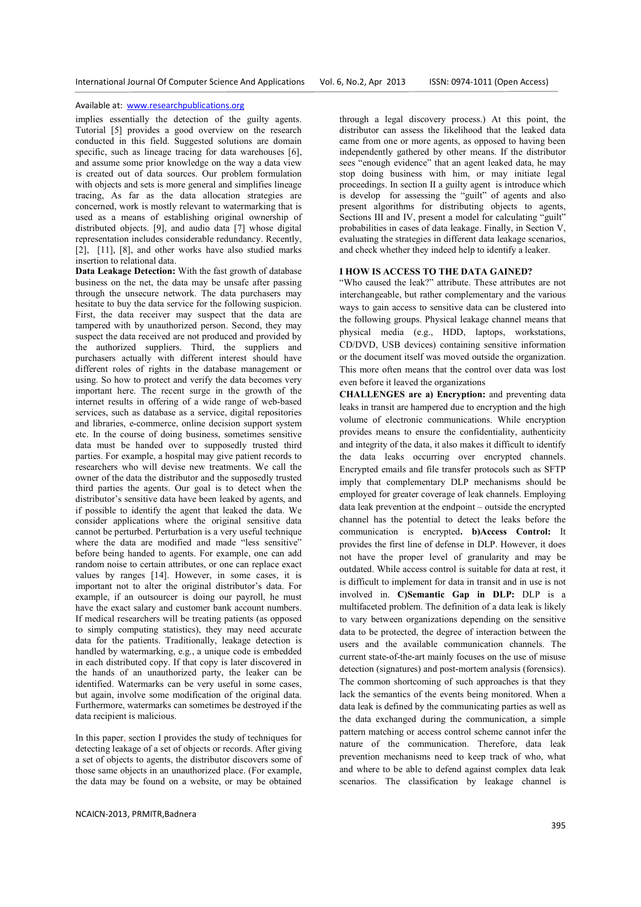implies essentially the detection of the guilty agents. Tutorial [5] provides a good overview on the research conducted in this field. Suggested solutions are domain specific, such as lineage tracing for data warehouses [6], and assume some prior knowledge on the way a data view is created out of data sources. Our problem formulation with objects and sets is more general and simplifies lineage tracing, As far as the data allocation strategies are concerned, work is mostly relevant to watermarking that is used as a means of establishing original ownership of distributed objects. [9], and audio data [7] whose digital representation includes considerable redundancy. Recently, [2], [11], [8], and other works have also studied marks insertion to relational data.

**Data Leakage Detection:** With the fast growth of database business on the net, the data may be unsafe after passing through the unsecure network. The data purchasers may hesitate to buy the data service for the following suspicion. First, the data receiver may suspect that the data are tampered with by unauthorized person. Second, they may suspect the data received are not produced and provided by the authorized suppliers. Third, the suppliers and purchasers actually with different interest should have different roles of rights in the database management or using. So how to protect and verify the data becomes very important here. The recent surge in the growth of the internet results in offering of a wide range of web-based services, such as database as a service, digital repositories and libraries, e-commerce, online decision support system etc. In the course of doing business, sometimes sensitive data must be handed over to supposedly trusted third parties. For example, a hospital may give patient records to researchers who will devise new treatments. We call the owner of the data the distributor and the supposedly trusted third parties the agents. Our goal is to detect when the distributor's sensitive data have been leaked by agents, and if possible to identify the agent that leaked the data. We consider applications where the original sensitive data cannot be perturbed. Perturbation is a very useful technique where the data are modified and made "less sensitive" before being handed to agents. For example, one can add random noise to certain attributes, or one can replace exact values by ranges [14]. However, in some cases, it is important not to alter the original distributor's data. For example, if an outsourcer is doing our payroll, he must have the exact salary and customer bank account numbers. If medical researchers will be treating patients (as opposed to simply computing statistics), they may need accurate data for the patients. Traditionally, leakage detection is handled by watermarking, e.g., a unique code is embedded in each distributed copy. If that copy is later discovered in the hands of an unauthorized party, the leaker can be identified. Watermarks can be very useful in some cases, but again, involve some modification of the original data. Furthermore, watermarks can sometimes be destroyed if the data recipient is malicious.

In this paper, section I provides the study of techniques for detecting leakage of a set of objects or records. After giving a set of objects to agents, the distributor discovers some of those same objects in an unauthorized place. (For example, the data may be found on a website, or may be obtained through a legal discovery process.) At this point, the distributor can assess the likelihood that the leaked data came from one or more agents, as opposed to having been independently gathered by other means. If the distributor sees "enough evidence" that an agent leaked the data, he may stop doing business with him, or may initiate legal proceedings. In section II a guilty agent is introduce which is develop for assessing the "guilt" of agents and also present algorithms for distributing objects to agents, Sections III and IV, present a model for calculating "guilt" probabilities in cases of data leakage. Finally, in Section V, evaluating the strategies in different data leakage scenarios, and check whether they indeed help to identify a leaker.

## I HOW IS ACCESS TO THE DATA GAINED?

"Who caused the leak?" attribute. These attributes are not interchangeable, but rather complementary and the various ways to gain access to sensitive data can be clustered into the following groups. Physical leakage channel means that physical media (e.g., HDD, laptops, workstations, CD/DVD, USB devices) containing sensitive information or the document itself was moved outside the organization. This more often means that the control over data was lost even before it leaved the organizations

**CHALLENGES are a) Encryption:** and preventing data leaks in transit are hampered due to encryption and the high volume of electronic communications. While encryption provides means to ensure the confidentiality, authenticity and integrity of the data, it also makes it difficult to identify the data leaks occurring over encrypted channels. Encrypted emails and file transfer protocols such as SFTP imply that complementary DLP mechanisms should be employed for greater coverage of leak channels. Employing data leak prevention at the endpoint – outside the encrypted channel has the potential to detect the leaks before the communication is encrypted**.** **b)Access Control:** It provides the first line of defense in DLP. However, it does not have the proper level of granularity and may be outdated. While access control is suitable for data at rest, it is difficult to implement for data in transit and in use is not involved in. **C)Semantic Gap in DLP:** DLP is a multifaceted problem. The definition of a data leak is likely to vary between organizations depending on the sensitive data to be protected, the degree of interaction between the users and the available communication channels. The current state-of-the-art mainly focuses on the use of misuse detection (signatures) and post-mortem analysis (forensics). The common shortcoming of such approaches is that they lack the semantics of the events being monitored. When a data leak is defined by the communicating parties as well as the data exchanged during the communication, a simple pattern matching or access control scheme cannot infer the nature of the communication. Therefore, data leak prevention mechanisms need to keep track of who, what and where to be able to defend against complex data leak scenarios. The classification by leakage channel is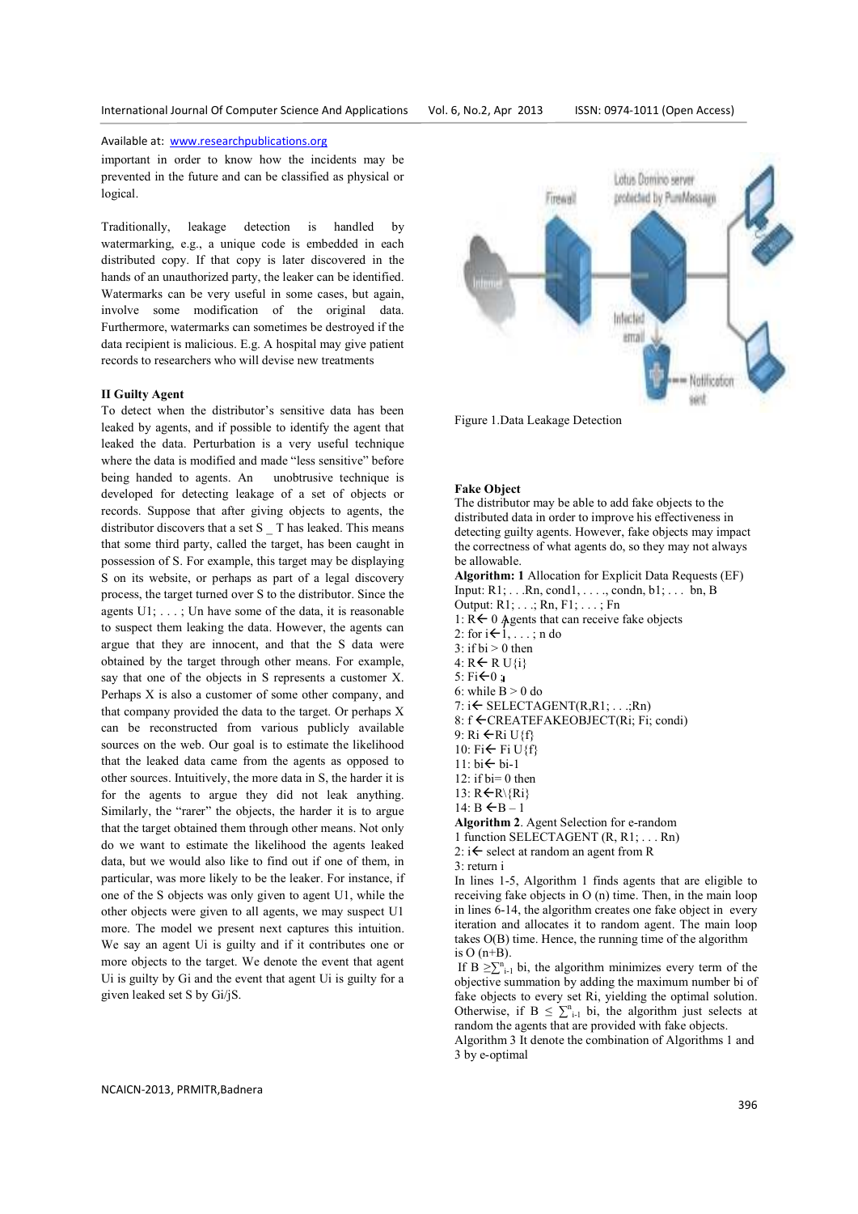Available at: www.researchpublications.org

important in order to know how the incidents may be prevented in the future and can be classified as physical or logical.

Traditionally, leakage detection is handled by watermarking, e.g., a unique code is embedded in each distributed copy. If that copy is later discovered in the hands of an unauthorized party, the leaker can be identified. Watermarks can be very useful in some cases, but again, involve some modification of the original data. Furthermore, watermarks can sometimes be destroyed if the data recipient is malicious. E.g. A hospital may give patient records to researchers who will devise new treatments

**II Guilty Agent**

To detect when the distributor's sensitive data has been leaked by agents, and if possible to identify the agent that leaked the data. Perturbation is a very useful technique where the data is modified and made "less sensitive" before being handed to agents. An unobtrusive technique is developed for detecting leakage of a set of objects or records. Suppose that after giving objects to agents, the distributor discovers that a set S _ T has leaked. This means that some third party, called the target, has been caught in possession of S. For example, this target may be displaying S on its website, or perhaps as part of a legal discovery process, the target turned over S to the distributor. Since the agents U1; . . . ; Un have some of the data, it is reasonable to suspect them leaking the data. However, the agents can argue that they are innocent, and that the S data were obtained by the target through other means. For example, say that one of the objects in S represents a customer X. Perhaps X is also a customer of some other company, and that company provided the data to the target. Or perhaps X can be reconstructed from various publicly available sources on the web. Our goal is to estimate the likelihood that the leaked data came from the agents as opposed to other sources. Intuitively, the more data in S, the harder it is for the agents to argue they did not leak anything. Similarly, the "rarer" the objects, the harder it is to argue that the target obtained them through other means. Not only do we want to estimate the likelihood the agents leaked data, but we would also like to find out if one of them, in particular, was more likely to be the leaker. For instance, if one of the S objects was only given to agent U1, while the other objects were given to all agents, we may suspect U1 more. The model we present next captures this intuition. We say an agent Ui is guilty and if it contributes one or more objects to the target. We denote the event that agent Ui is guilty by Gi and the event that agent Ui is guilty for a given leaked set S by Gi/jS.

Firewall

Lotus Domino server protected by PureMessage

Internet

Infected email

Notification sent

Figure 1.Data Leakage Detection

**Fake Object**

The distributor may be able to add fake objects to the distributed data in order to improve his effectiveness in detecting guilty agents. However, fake objects may impact the correctness of what agents do, so they may not always be allowable.

**Algorithm: 1** Allocation for Explicit Data Requests (EF)

Input: R1; . . .Rn, cond1, . . . ., condn, b1; . . . bn, B

Output: R1; . . .; Rn, F1; . . . ; Fn

1: R← 0 Agents that can receive fake objects
2: for i←1, . . . ; n do
3: if bi > 0 then
4: R← R U{i}
5: Fi←0 ;
6: while B > 0 do
7: i← SELECTAGENT(R,R1; . . .;Rn)
8: f ←CREATEFAKEOBJECT(Ri; Fi; condi)
9: Ri ←Ri U{f}
10: Fi← Fi U{f}
11: bi← bi-1
12: if bi= 0 then
13: R←R\{Ri}
14: B ←B – 1

**Algorithm 2**. Agent Selection for e-random

1 function SELECTAGENT (R, R1; . . . Rn)
2: i← select at random an agent from R
3: return i

In lines 1-5, Algorithm 1 finds agents that are eligible to receiving fake objects in O (n) time. Then, in the main loop in lines 6-14, the algorithm creates one fake object in every iteration and allocates it to random agent. The main loop takes O(B) time. Hence, the running time of the algorithm is O (n+B).

If B $\geq\sum^{n}_{i-1}$ bi, the algorithm minimizes every term of the objective summation by adding the maximum number bi of fake objects to every set Ri, yielding the optimal solution. Otherwise, if B $\leq\sum^{n}_{i-1}$ bi, the algorithm just selects at random the agents that are provided with fake objects.

Algorithm 3 It denote the combination of Algorithms 1 and 3 by e-optimal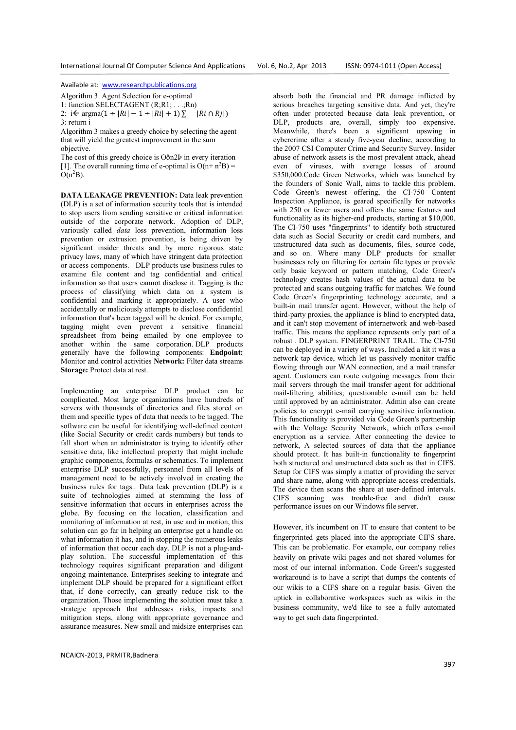Available at: www.researchpublications.org

Algorithm 3. Agent Selection for e-optimal

1: function SELECTAGENT (R;R1; . . .;Rn)

2: i← argma$(1 \div |Ri| - 1 \div |Ri| + 1) \sum \quad |Ri \cap Rj|$)

3: return i

Algorithm 3 makes a greedy choice by selecting the agent that will yield the greatest improvement in the sum objective.

The cost of this greedy choice is Oðn2Þ in every iteration [1]. The overall running time of e-optimal is $O(n+ n^2B) = O(n^2B)$.

**DATA LEAKAGE PREVENTION:** Data leak prevention (DLP) is a set of information security tools that is intended to stop users from sending sensitive or critical information outside of the corporate network. Adoption of DLP, variously called *data* loss prevention, information loss prevention or extrusion prevention, is being driven by significant insider threats and by more rigorous state privacy laws, many of which have stringent data protection or access components. DLP products use business rules to examine file content and tag confidential and critical information so that users cannot disclose it. Tagging is the process of classifying which data on a system is confidential and marking it appropriately. A user who accidentally or maliciously attempts to disclose confidential information that's been tagged will be denied. For example, tagging might even prevent a sensitive financial spreadsheet from being emailed by one employee to another within the same corporation. DLP products generally have the following components: **Endpoint:** Monitor and control activities **Network:** Filter data streams **Storage:** Protect data at rest.

Implementing an enterprise DLP product can be complicated. Most large organizations have hundreds of servers with thousands of directories and files stored on them and specific types of data that needs to be tagged. The software can be useful for identifying well-defined content (like Social Security or credit cards numbers) but tends to fall short when an administrator is trying to identify other sensitive data, like intellectual property that might include graphic components, formulas or schematics. To implement enterprise DLP successfully, personnel from all levels of management need to be actively involved in creating the business rules for tags.. Data leak prevention (DLP) is a suite of technologies aimed at stemming the loss of sensitive information that occurs in enterprises across the globe. By focusing on the location, classification and monitoring of information at rest, in use and in motion, this solution can go far in helping an enterprise get a handle on what information it has, and in stopping the numerous leaks of information that occur each day. DLP is not a plug-and-play solution. The successful implementation of this technology requires significant preparation and diligent ongoing maintenance. Enterprises seeking to integrate and implement DLP should be prepared for a significant effort that, if done correctly, can greatly reduce risk to the organization. Those implementing the solution must take a strategic approach that addresses risks, impacts and mitigation steps, along with appropriate governance and assurance measures. New small and midsize enterprises can absorb both the financial and PR damage inflicted by serious breaches targeting sensitive data. And yet, they're often under protected because data leak prevention, or DLP, products are, overall, simply too expensive. Meanwhile, there's been a significant upswing in cybercrime after a steady five-year decline, according to the 2007 CSI Computer Crime and Security Survey. Insider abuse of network assets is the most prevalent attack, ahead even of viruses, with average losses of around \$350,000.Code Green Networks, which was launched by the founders of Sonic Wall, aims to tackle this problem. Code Green's newest offering, the CI-750 Content Inspection Appliance, is geared specifically for networks with 250 or fewer users and offers the same features and functionality as its higher-end products, starting at \$10,000. The CI-750 uses "fingerprints" to identify both structured data such as Social Security or credit card numbers, and unstructured data such as documents, files, source code, and so on. Where many DLP products for smaller businesses rely only on filtering for certain file types or provide only basic keyword or pattern matching, Code Green's technology creates hash values of the actual data to be protected and scans outgoing traffic for matches. We found Code Green's fingerprinting technology accurate, and a built-in mail transfer agent. However, without the help of third-party proxies, the appliance is blind to encrypted data, and it can't stop movement of internetwork and web-based traffic. This means the appliance represents only part of a robust . DLP system. FINGERPRINT TRAIL: The CI-750 can be deployed in a variety of ways. Included a kit it was a network tap device, which let us passively monitor traffic flowing through our WAN connection, and a mail transfer agent. Customers can route outgoing messages from their mail servers through the mail transfer agent for additional mail-filtering abilities; questionable e-mail can be held until approved by an administrator. Admin also can create policies to encrypt e-mail carrying sensitive information. This functionality is provided via Code Green's partnership with the Voltage Security Network, which offers e-mail encryption as a service. After connecting the device to network, A selected sources of data that the appliance should protect. It has built-in functionality to fingerprint both structured and unstructured data such as that in CIFS. Setup for CIFS was simply a matter of providing the server and share name, along with appropriate access credentials. The device then scans the share at user-defined intervals. CIFS scanning was trouble-free and didn't cause performance issues on our Windows file server.

However, it's incumbent on IT to ensure that content to be fingerprinted gets placed into the appropriate CIFS share. This can be problematic. For example, our company relies heavily on private wiki pages and not shared volumes for most of our internal information. Code Green's suggested workaround is to have a script that dumps the contents of our wikis to a CIFS share on a regular basis. Given the uptick in collaborative workspaces such as wikis in the business community, we'd like to see a fully automated way to get such data fingerprinted.

NCAICN-2013, PRMITR,Badnera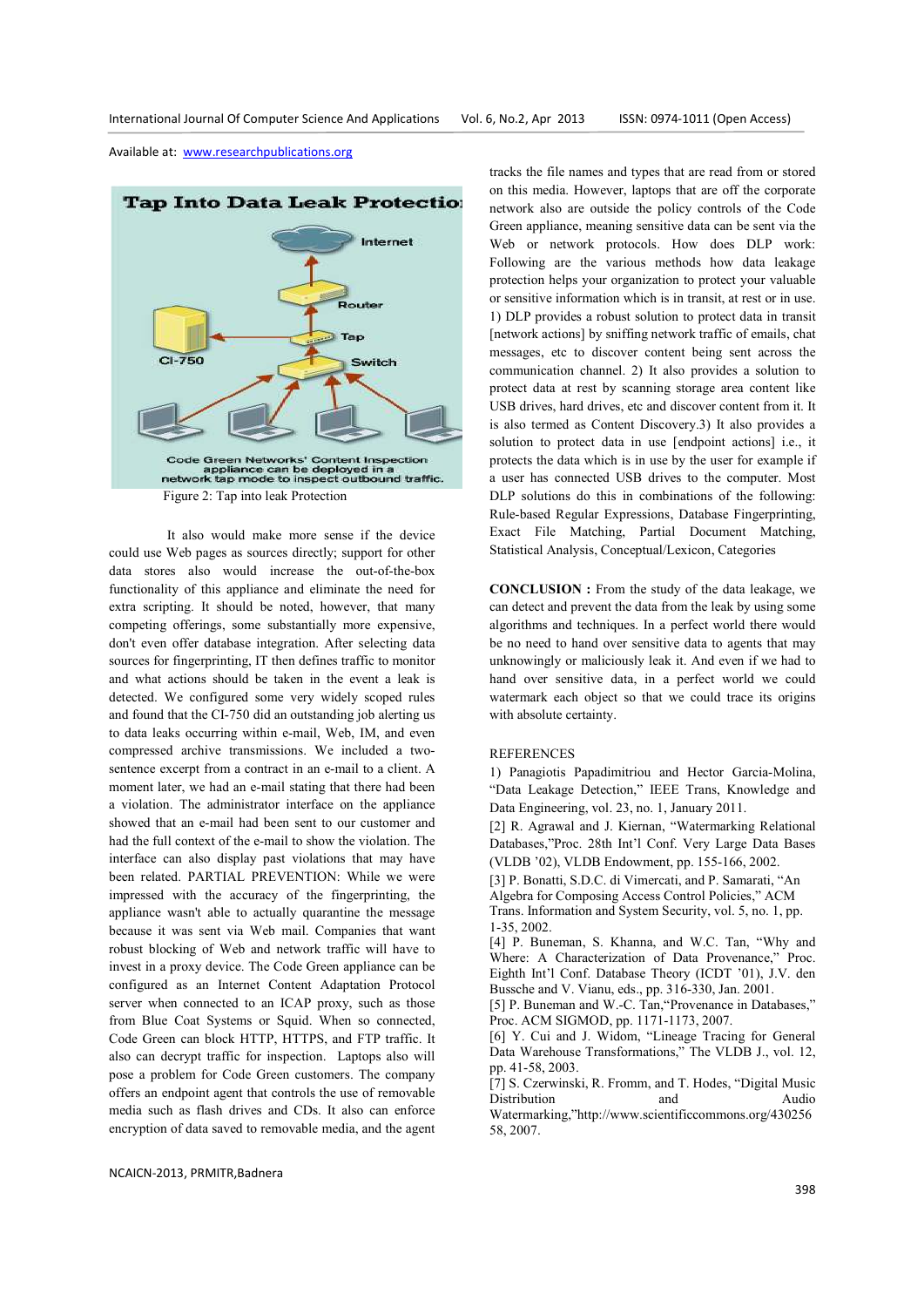Figure 2: Tap into leak Protection

It also would make more sense if the device could use Web pages as sources directly; support for other data stores also would increase the out-of-the-box functionality of this appliance and eliminate the need for extra scripting. It should be noted, however, that many competing offerings, some substantially more expensive, don't even offer database integration. After selecting data sources for fingerprinting, IT then defines traffic to monitor and what actions should be taken in the event a leak is detected. We configured some very widely scoped rules and found that the CI-750 did an outstanding job alerting us to data leaks occurring within e-mail, Web, IM, and even compressed archive transmissions. We included a two-sentence excerpt from a contract in an e-mail to a client. A moment later, we had an e-mail stating that there had been a violation. The administrator interface on the appliance showed that an e-mail had been sent to our customer and had the full context of the e-mail to show the violation. The interface can also display past violations that may have been related. PARTIAL PREVENTION: While we were impressed with the accuracy of the fingerprinting, the appliance wasn't able to actually quarantine the message because it was sent via Web mail. Companies that want robust blocking of Web and network traffic will have to invest in a proxy device. The Code Green appliance can be configured as an Internet Content Adaptation Protocol server when connected to an ICAP proxy, such as those from Blue Coat Systems or Squid. When so connected, Code Green can block HTTP, HTTPS, and FTP traffic. It also can decrypt traffic for inspection. Laptops also will pose a problem for Code Green customers. The company offers an endpoint agent that controls the use of removable media such as flash drives and CDs. It also can enforce encryption of data saved to removable media, and the agent tracks the file names and types that are read from or stored on this media. However, laptops that are off the corporate network also are outside the policy controls of the Code Green appliance, meaning sensitive data can be sent via the Web or network protocols. How does DLP work: Following are the various methods how data leakage protection helps your organization to protect your valuable or sensitive information which is in transit, at rest or in use. 1) DLP provides a robust solution to protect data in transit [network actions] by sniffing network traffic of emails, chat messages, etc to discover content being sent across the communication channel. 2) It also provides a solution to protect data at rest by scanning storage area content like USB drives, hard drives, etc and discover content from it. It is also termed as Content Discovery.3) It also provides a solution to protect data in use [endpoint actions] i.e., it protects the data which is in use by the user for example if a user has connected USB drives to the computer. Most DLP solutions do this in combinations of the following: Rule-based Regular Expressions, Database Fingerprinting, Exact File Matching, Partial Document Matching, Statistical Analysis, Conceptual/Lexicon, Categories

**CONCLUSION :** From the study of the data leakage, we can detect and prevent the data from the leak by using some algorithms and techniques. In a perfect world there would be no need to hand over sensitive data to agents that may unknowingly or maliciously leak it. And even if we had to hand over sensitive data, in a perfect world we could watermark each object so that we could trace its origins with absolute certainty.

## REFERENCES

1) Panagiotis Papadimitriou and Hector Garcia-Molina, "Data Leakage Detection," IEEE Trans, Knowledge and Data Engineering, vol. 23, no. 1, January 2011.

[2] R. Agrawal and J. Kiernan, "Watermarking Relational Databases,"Proc. 28th Int'l Conf. Very Large Data Bases (VLDB '02), VLDB Endowment, pp. 155-166, 2002.

[3] P. Bonatti, S.D.C. di Vimercati, and P. Samarati, "An Algebra for Composing Access Control Policies," ACM Trans. Information and System Security, vol. 5, no. 1, pp. 1-35, 2002.

[4] P. Buneman, S. Khanna, and W.C. Tan, "Why and Where: A Characterization of Data Provenance," Proc. Eighth Int'l Conf. Database Theory (ICDT '01), J.V. den Bussche and V. Vianu, eds., pp. 316-330, Jan. 2001.

[5] P. Buneman and W.-C. Tan,"Provenance in Databases," Proc. ACM SIGMOD, pp. 1171-1173, 2007.

[6] Y. Cui and J. Widom, "Lineage Tracing for General Data Warehouse Transformations," The VLDB J., vol. 12, pp. 41-58, 2003.

[7] S. Czerwinski, R. Fromm, and T. Hodes, "Digital Music Distribution and Audio Watermarking,"http://www.scientificcommons.org/43025658, 2007.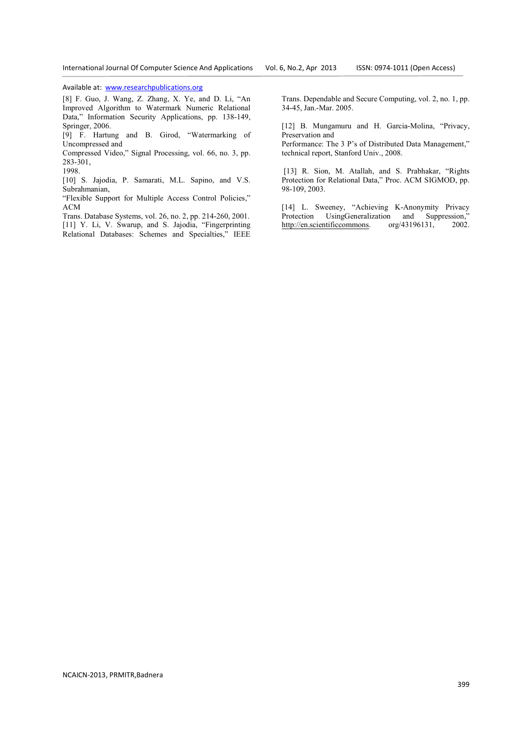Available at: www.researchpublications.org

[8] F. Guo, J. Wang, Z. Zhang, X. Ye, and D. Li, "An Improved Algorithm to Watermark Numeric Relational Data," Information Security Applications, pp. 138-149, Springer, 2006.

[9] F. Hartung and B. Girod, "Watermarking of Uncompressed and Compressed Video," Signal Processing, vol. 66, no. 3, pp. 283-301, 1998.

[10] S. Jajodia, P. Samarati, M.L. Sapino, and V.S. Subrahmanian, "Flexible Support for Multiple Access Control Policies," ACM Trans. Database Systems, vol. 26, no. 2, pp. 214-260, 2001.

[11] Y. Li, V. Swarup, and S. Jajodia, "Fingerprinting Relational Databases: Schemes and Specialties," IEEE Trans. Dependable and Secure Computing, vol. 2, no. 1, pp. 34-45, Jan.-Mar. 2005.

[12] B. Mungamuru and H. Garcia-Molina, "Privacy, Preservation and Performance: The 3 P's of Distributed Data Management," technical report, Stanford Univ., 2008.

[13] R. Sion, M. Atallah, and S. Prabhakar, "Rights Protection for Relational Data," Proc. ACM SIGMOD, pp. 98-109, 2003.

[14] L. Sweeney, "Achieving K-Anonymity Privacy Protection UsingGeneralization and Suppression," http://en.scientificcommons. org/43196131, 2002.